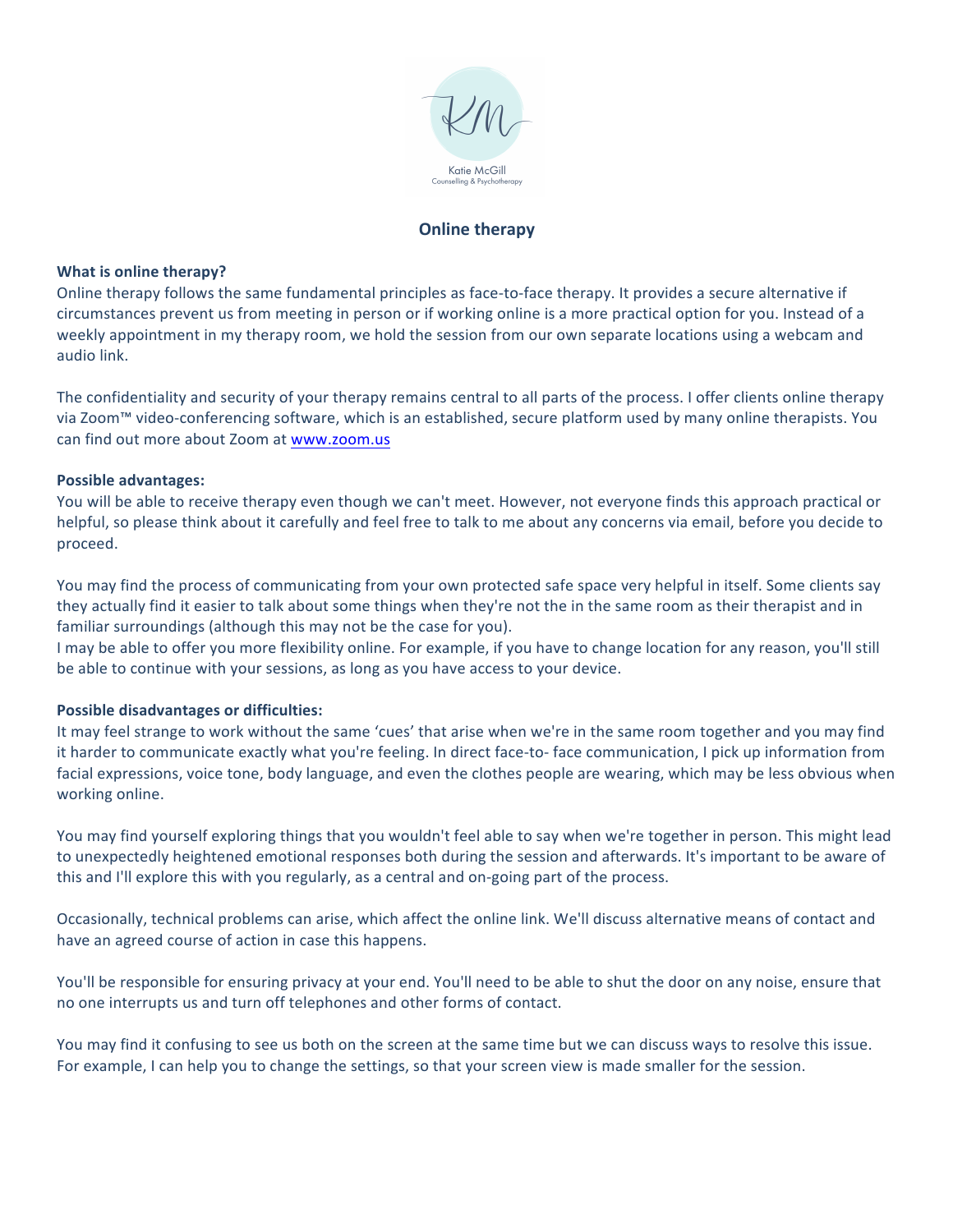Katie McGill
Counselling & Psychotherapy

# Online therapy

**What is online therapy?**
Online therapy follows the same fundamental principles as face-to-face therapy. It provides a secure alternative if circumstances prevent us from meeting in person or if working online is a more practical option for you. Instead of a weekly appointment in my therapy room, we hold the session from our own separate locations using a webcam and audio link.

The confidentiality and security of your therapy remains central to all parts of the process. I offer clients online therapy via Zoom™ video-conferencing software, which is an established, secure platform used by many online therapists. You can find out more about Zoom at [www.zoom.us](www.zoom.us)

**Possible advantages:**
You will be able to receive therapy even though we can't meet. However, not everyone finds this approach practical or helpful, so please think about it carefully and feel free to talk to me about any concerns via email, before you decide to proceed.

You may find the process of communicating from your own protected safe space very helpful in itself. Some clients say they actually find it easier to talk about some things when they're not the in the same room as their therapist and in familiar surroundings (although this may not be the case for you).
I may be able to offer you more flexibility online. For example, if you have to change location for any reason, you'll still be able to continue with your sessions, as long as you have access to your device.

**Possible disadvantages or difficulties:**
It may feel strange to work without the same 'cues' that arise when we're in the same room together and you may find it harder to communicate exactly what you're feeling. In direct face-to- face communication, I pick up information from facial expressions, voice tone, body language, and even the clothes people are wearing, which may be less obvious when working online.

You may find yourself exploring things that you wouldn't feel able to say when we're together in person. This might lead to unexpectedly heightened emotional responses both during the session and afterwards. It's important to be aware of this and I'll explore this with you regularly, as a central and on-going part of the process.

Occasionally, technical problems can arise, which affect the online link. We'll discuss alternative means of contact and have an agreed course of action in case this happens.

You'll be responsible for ensuring privacy at your end. You'll need to be able to shut the door on any noise, ensure that no one interrupts us and turn off telephones and other forms of contact.

You may find it confusing to see us both on the screen at the same time but we can discuss ways to resolve this issue. For example, I can help you to change the settings, so that your screen view is made smaller for the session.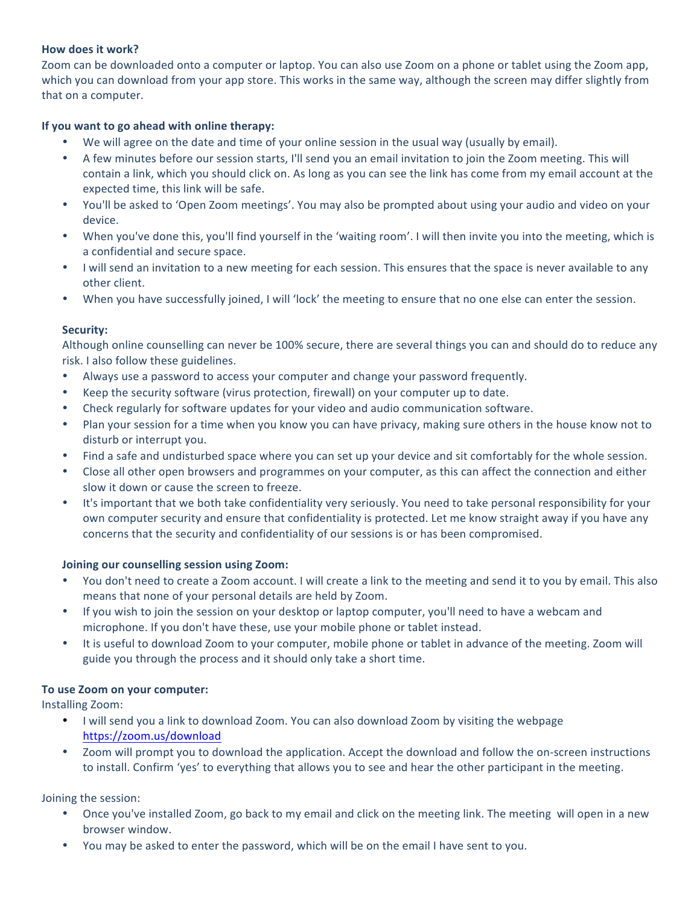**How does it work?**

Zoom can be downloaded onto a computer or laptop. You can also use Zoom on a phone or tablet using the Zoom app, which you can download from your app store. This works in the same way, although the screen may differ slightly from that on a computer.

**If you want to go ahead with online therapy:**

- We will agree on the date and time of your online session in the usual way (usually by email).
- A few minutes before our session starts, I'll send you an email invitation to join the Zoom meeting. This will contain a link, which you should click on. As long as you can see the link has come from my email account at the expected time, this link will be safe.
- You'll be asked to 'Open Zoom meetings'. You may also be prompted about using your audio and video on your device.
- When you've done this, you'll find yourself in the 'waiting room'. I will then invite you into the meeting, which is a confidential and secure space.
- I will send an invitation to a new meeting for each session. This ensures that the space is never available to any other client.
- When you have successfully joined, I will 'lock' the meeting to ensure that no one else can enter the session.

**Security:**

Although online counselling can never be 100% secure, there are several things you can and should do to reduce any risk. I also follow these guidelines.

- Always use a password to access your computer and change your password frequently.
- Keep the security software (virus protection, firewall) on your computer up to date.
- Check regularly for software updates for your video and audio communication software.
- Plan your session for a time when you know you can have privacy, making sure others in the house know not to disturb or interrupt you.
- Find a safe and undisturbed space where you can set up your device and sit comfortably for the whole session.
- Close all other open browsers and programmes on your computer, as this can affect the connection and either slow it down or cause the screen to freeze.
- It's important that we both take confidentiality very seriously. You need to take personal responsibility for your own computer security and ensure that confidentiality is protected. Let me know straight away if you have any concerns that the security and confidentiality of our sessions is or has been compromised.

**Joining our counselling session using Zoom:**

- You don't need to create a Zoom account. I will create a link to the meeting and send it to you by email. This also means that none of your personal details are held by Zoom.
- If you wish to join the session on your desktop or laptop computer, you'll need to have a webcam and microphone. If you don't have these, use your mobile phone or tablet instead.
- It is useful to download Zoom to your computer, mobile phone or tablet in advance of the meeting. Zoom will guide you through the process and it should only take a short time.

**To use Zoom on your computer:**

Installing Zoom:

- I will send you a link to download Zoom. You can also download Zoom by visiting the webpage https://zoom.us/download
- Zoom will prompt you to download the application. Accept the download and follow the on-screen instructions to install. Confirm 'yes' to everything that allows you to see and hear the other participant in the meeting.

Joining the session:

- Once you've installed Zoom, go back to my email and click on the meeting link. The meeting will open in a new browser window.
- You may be asked to enter the password, which will be on the email I have sent to you.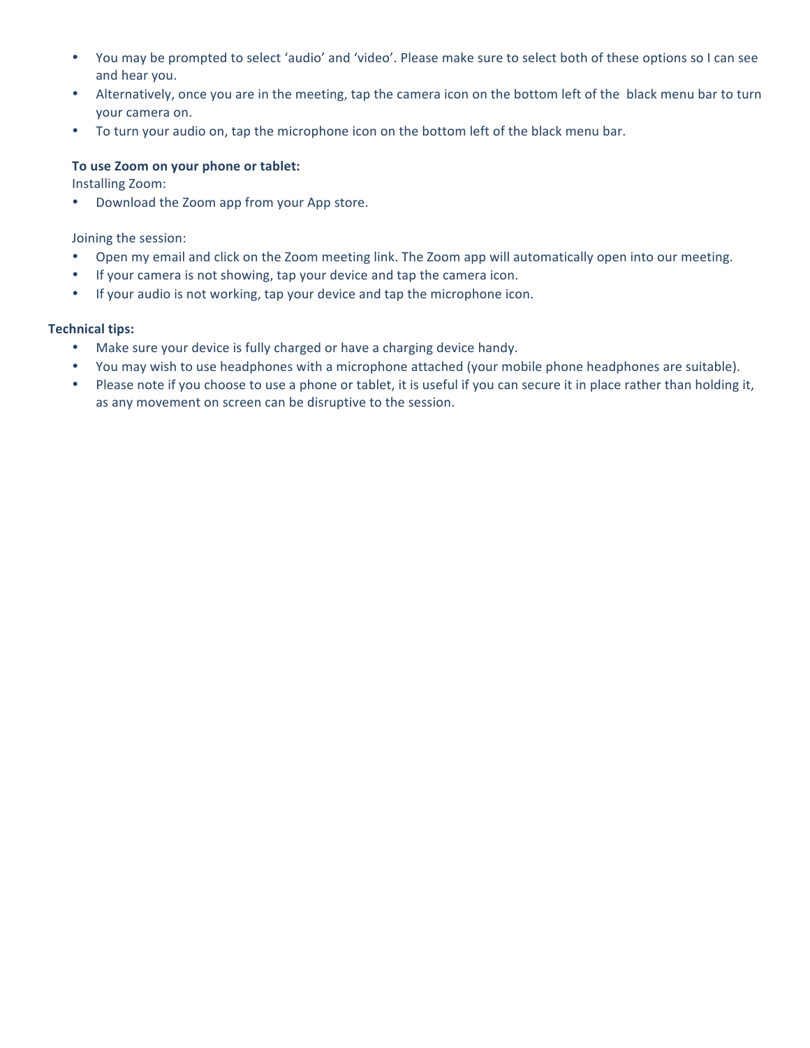- You may be prompted to select 'audio' and 'video'. Please make sure to select both of these options so I can see and hear you.
- Alternatively, once you are in the meeting, tap the camera icon on the bottom left of the black menu bar to turn your camera on.
- To turn your audio on, tap the microphone icon on the bottom left of the black menu bar.

**To use Zoom on your phone or tablet:**

Installing Zoom:

- Download the Zoom app from your App store.

Joining the session:

- Open my email and click on the Zoom meeting link. The Zoom app will automatically open into our meeting.
- If your camera is not showing, tap your device and tap the camera icon.
- If your audio is not working, tap your device and tap the microphone icon.

**Technical tips:**

- Make sure your device is fully charged or have a charging device handy.
- You may wish to use headphones with a microphone attached (your mobile phone headphones are suitable).
- Please note if you choose to use a phone or tablet, it is useful if you can secure it in place rather than holding it, as any movement on screen can be disruptive to the session.